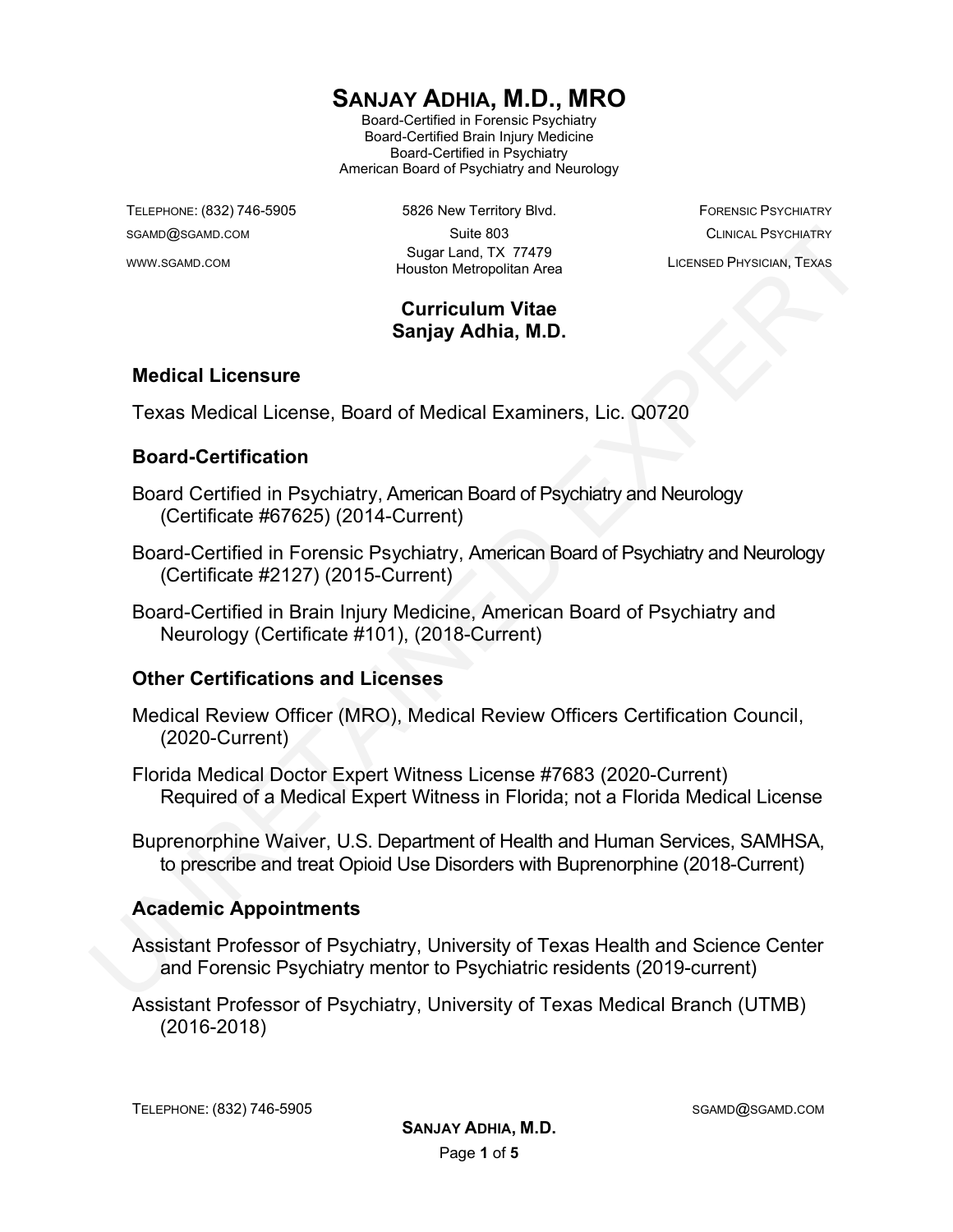# Sanjay Adhia, M.D., MRO

Board-Certified in Forensic Psychiatry
Board-Certified Brain Injury Medicine
Board-Certified in Psychiatry
American Board of Psychiatry and Neurology

Telephone: (832) 746-5905
sgamd@sgamd.com
www.sgamd.com

5826 New Territory Blvd.
Suite 803
Sugar Land, TX 77479
Houston Metropolitan Area

Forensic Psychiatry
Clinical Psychiatry
Licensed Physician, Texas

## Curriculum Vitae
## Sanjay Adhia, M.D.

### Medical Licensure

Texas Medical License, Board of Medical Examiners, Lic. Q0720

### Board-Certification

Board Certified in Psychiatry, American Board of Psychiatry and Neurology (Certificate #67625) (2014-Current)

Board-Certified in Forensic Psychiatry, American Board of Psychiatry and Neurology (Certificate #2127) (2015-Current)

Board-Certified in Brain Injury Medicine, American Board of Psychiatry and Neurology (Certificate #101), (2018-Current)

### Other Certifications and Licenses

Medical Review Officer (MRO), Medical Review Officers Certification Council, (2020-Current)

Florida Medical Doctor Expert Witness License #7683 (2020-Current)
Required of a Medical Expert Witness in Florida; not a Florida Medical License

Buprenorphine Waiver, U.S. Department of Health and Human Services, SAMHSA, to prescribe and treat Opioid Use Disorders with Buprenorphine (2018-Current)

### Academic Appointments

Assistant Professor of Psychiatry, University of Texas Health and Science Center and Forensic Psychiatry mentor to Psychiatric residents (2019-current)

Assistant Professor of Psychiatry, University of Texas Medical Branch (UTMB) (2016-2018)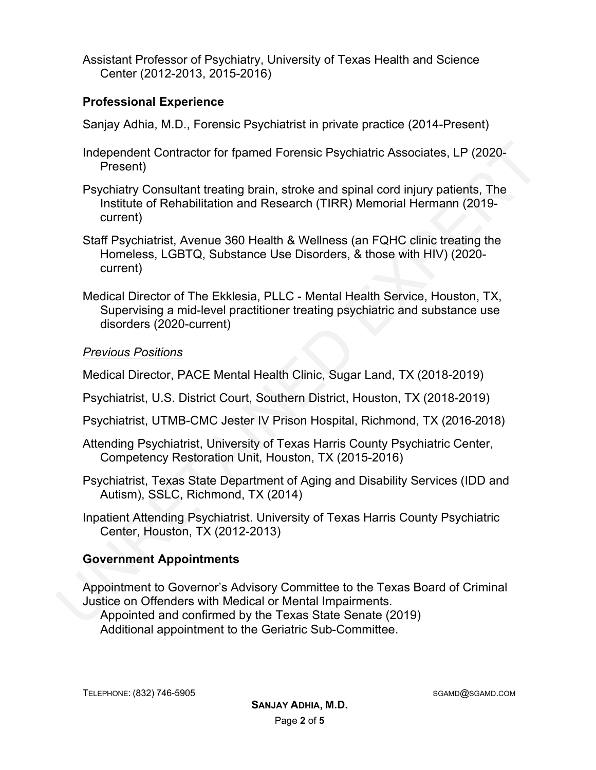Assistant Professor of Psychiatry, University of Texas Health and Science Center (2012-2013, 2015-2016)

## Professional Experience

Sanjay Adhia, M.D., Forensic Psychiatrist in private practice (2014-Present)

Independent Contractor for fpamed Forensic Psychiatric Associates, LP (2020-Present)

Psychiatry Consultant treating brain, stroke and spinal cord injury patients, The Institute of Rehabilitation and Research (TIRR) Memorial Hermann (2019-current)

Staff Psychiatrist, Avenue 360 Health & Wellness (an FQHC clinic treating the Homeless, LGBTQ, Substance Use Disorders, & those with HIV) (2020-current)

Medical Director of The Ekklesia, PLLC - Mental Health Service, Houston, TX, Supervising a mid-level practitioner treating psychiatric and substance use disorders (2020-current)

*Previous Positions*

Medical Director, PACE Mental Health Clinic, Sugar Land, TX (2018-2019)

Psychiatrist, U.S. District Court, Southern District, Houston, TX (2018-2019)

Psychiatrist, UTMB-CMC Jester IV Prison Hospital, Richmond, TX (2016-2018)

Attending Psychiatrist, University of Texas Harris County Psychiatric Center, Competency Restoration Unit, Houston, TX (2015-2016)

Psychiatrist, Texas State Department of Aging and Disability Services (IDD and Autism), SSLC, Richmond, TX (2014)

Inpatient Attending Psychiatrist. University of Texas Harris County Psychiatric Center, Houston, TX (2012-2013)

## Government Appointments

Appointment to Governor's Advisory Committee to the Texas Board of Criminal Justice on Offenders with Medical or Mental Impairments.
Appointed and confirmed by the Texas State Senate (2019)
Additional appointment to the Geriatric Sub-Committee.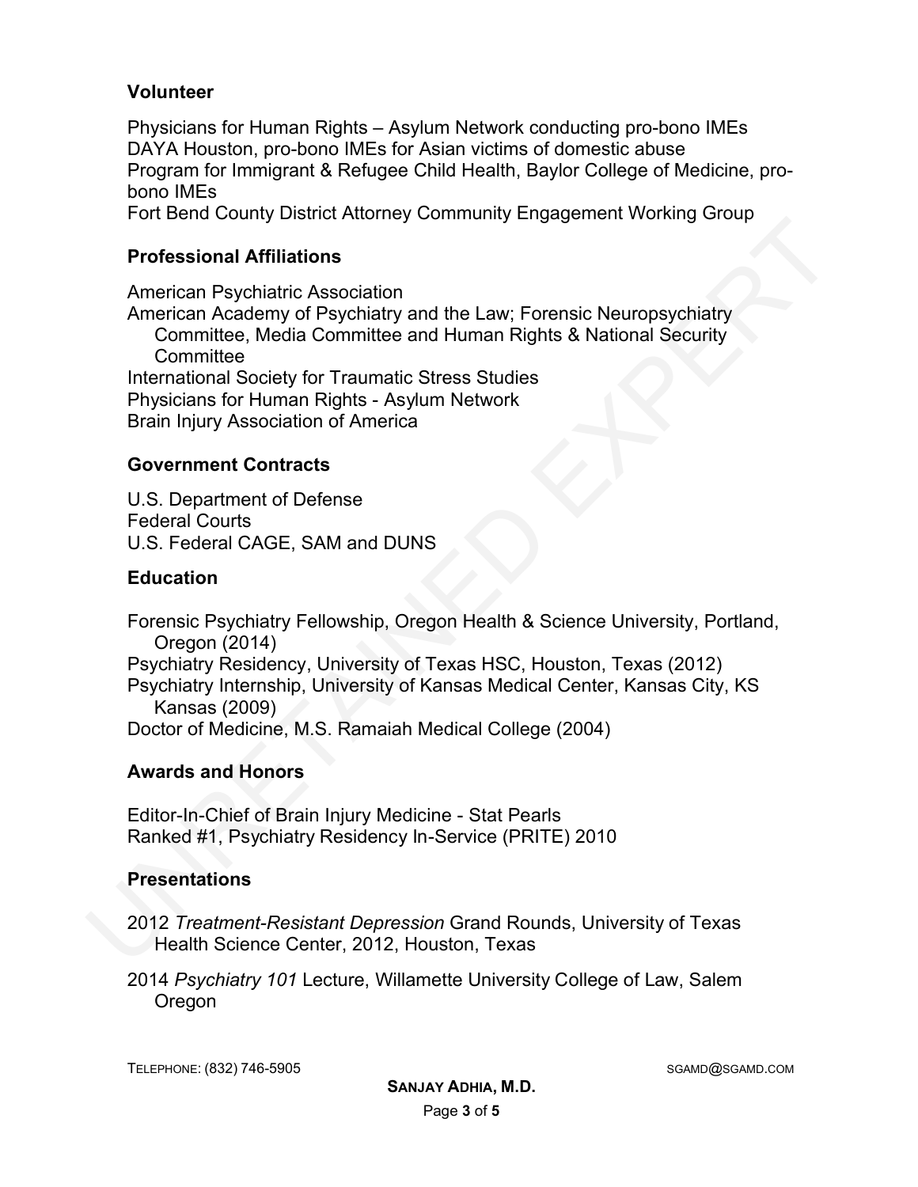## Volunteer

Physicians for Human Rights – Asylum Network conducting pro-bono IMEs
DAYA Houston, pro-bono IMEs for Asian victims of domestic abuse
Program for Immigrant & Refugee Child Health, Baylor College of Medicine, pro-bono IMEs
Fort Bend County District Attorney Community Engagement Working Group

## Professional Affiliations

American Psychiatric Association
American Academy of Psychiatry and the Law; Forensic Neuropsychiatry Committee, Media Committee and Human Rights & National Security Committee
International Society for Traumatic Stress Studies
Physicians for Human Rights - Asylum Network
Brain Injury Association of America

## Government Contracts

U.S. Department of Defense
Federal Courts
U.S. Federal CAGE, SAM and DUNS

## Education

Forensic Psychiatry Fellowship, Oregon Health & Science University, Portland, Oregon (2014)
Psychiatry Residency, University of Texas HSC, Houston, Texas (2012)
Psychiatry Internship, University of Kansas Medical Center, Kansas City, KS Kansas (2009)
Doctor of Medicine, M.S. Ramaiah Medical College (2004)

## Awards and Honors

Editor-In-Chief of Brain Injury Medicine - Stat Pearls
Ranked #1, Psychiatry Residency In-Service (PRITE) 2010

## Presentations

2012 *Treatment-Resistant Depression* Grand Rounds, University of Texas Health Science Center, 2012, Houston, Texas

2014 *Psychiatry 101* Lecture, Willamette University College of Law, Salem Oregon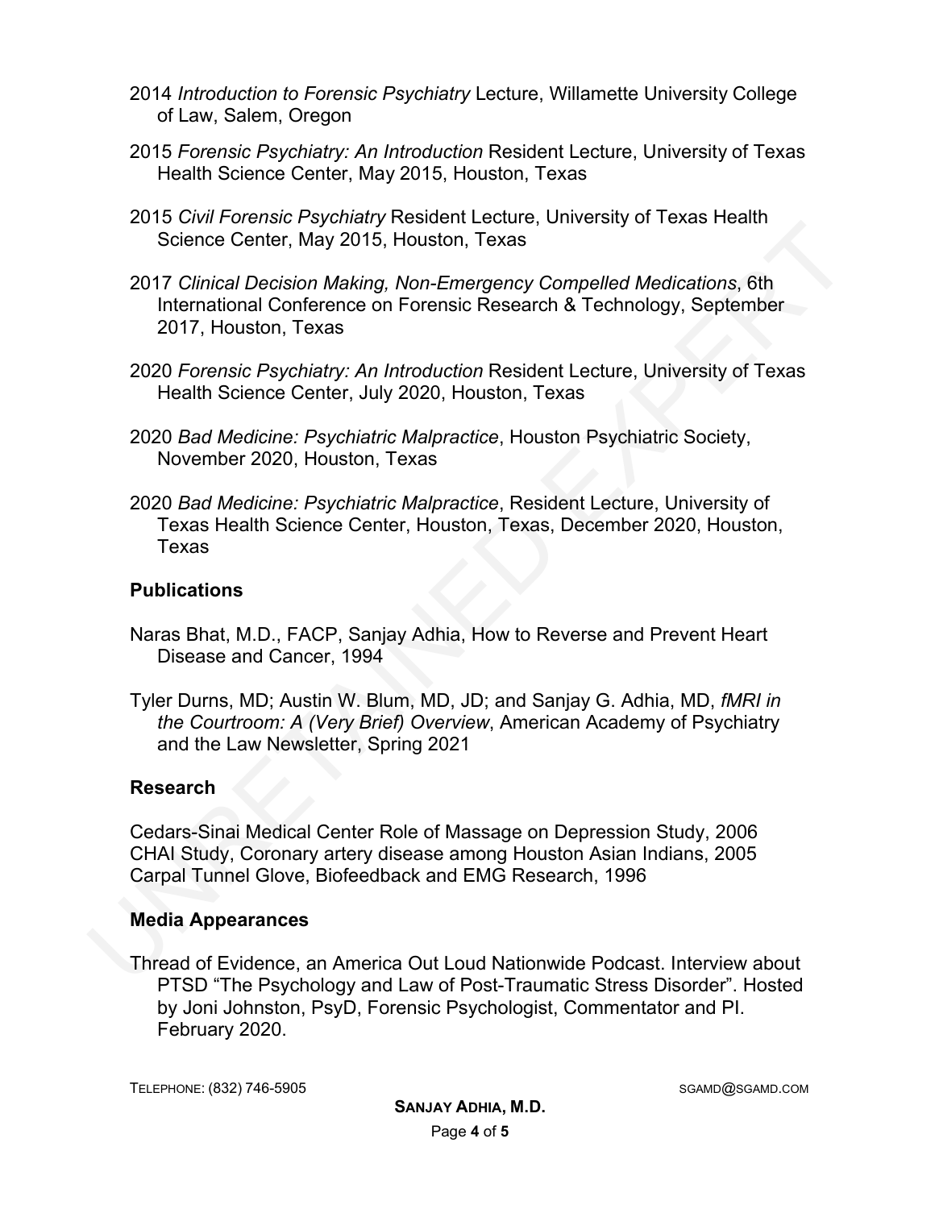2014 *Introduction to Forensic Psychiatry* Lecture, Willamette University College of Law, Salem, Oregon

2015 *Forensic Psychiatry: An Introduction* Resident Lecture, University of Texas Health Science Center, May 2015, Houston, Texas

2015 *Civil Forensic Psychiatry* Resident Lecture, University of Texas Health Science Center, May 2015, Houston, Texas

2017 *Clinical Decision Making, Non-Emergency Compelled Medications*, 6th International Conference on Forensic Research & Technology, September 2017, Houston, Texas

2020 *Forensic Psychiatry: An Introduction* Resident Lecture, University of Texas Health Science Center, July 2020, Houston, Texas

2020 *Bad Medicine: Psychiatric Malpractice*, Houston Psychiatric Society, November 2020, Houston, Texas

2020 *Bad Medicine: Psychiatric Malpractice*, Resident Lecture, University of Texas Health Science Center, Houston, Texas, December 2020, Houston, Texas

## Publications

Naras Bhat, M.D., FACP, Sanjay Adhia, How to Reverse and Prevent Heart Disease and Cancer, 1994

Tyler Durns, MD; Austin W. Blum, MD, JD; and Sanjay G. Adhia, MD, *fMRI in the Courtroom: A (Very Brief) Overview*, American Academy of Psychiatry and the Law Newsletter, Spring 2021

## Research

Cedars-Sinai Medical Center Role of Massage on Depression Study, 2006
CHAI Study, Coronary artery disease among Houston Asian Indians, 2005
Carpal Tunnel Glove, Biofeedback and EMG Research, 1996

## Media Appearances

Thread of Evidence, an America Out Loud Nationwide Podcast. Interview about PTSD "The Psychology and Law of Post-Traumatic Stress Disorder". Hosted by Joni Johnston, PsyD, Forensic Psychologist, Commentator and PI. February 2020.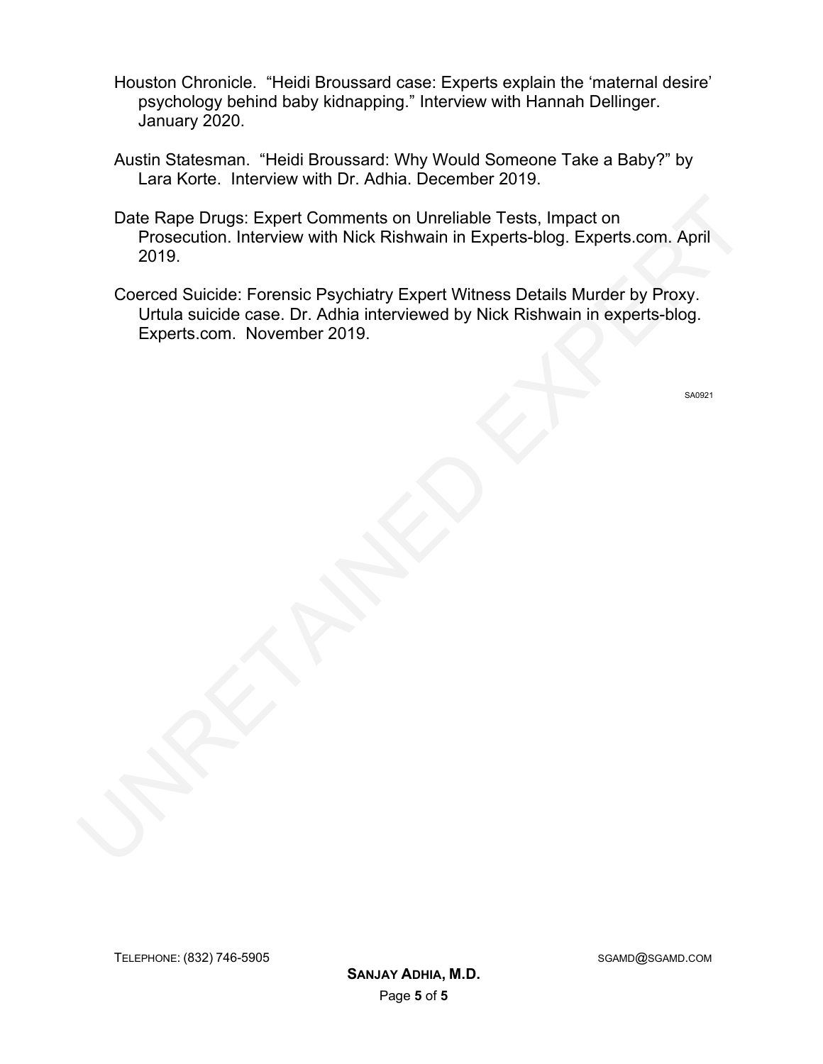Houston Chronicle. "Heidi Broussard case: Experts explain the 'maternal desire' psychology behind baby kidnapping." Interview with Hannah Dellinger. January 2020.

Austin Statesman. "Heidi Broussard: Why Would Someone Take a Baby?" by Lara Korte. Interview with Dr. Adhia. December 2019.

Date Rape Drugs: Expert Comments on Unreliable Tests, Impact on Prosecution. Interview with Nick Rishwain in Experts-blog. Experts.com. April 2019.

Coerced Suicide: Forensic Psychiatry Expert Witness Details Murder by Proxy. Urtula suicide case. Dr. Adhia interviewed by Nick Rishwain in experts-blog. Experts.com. November 2019.

SA0921